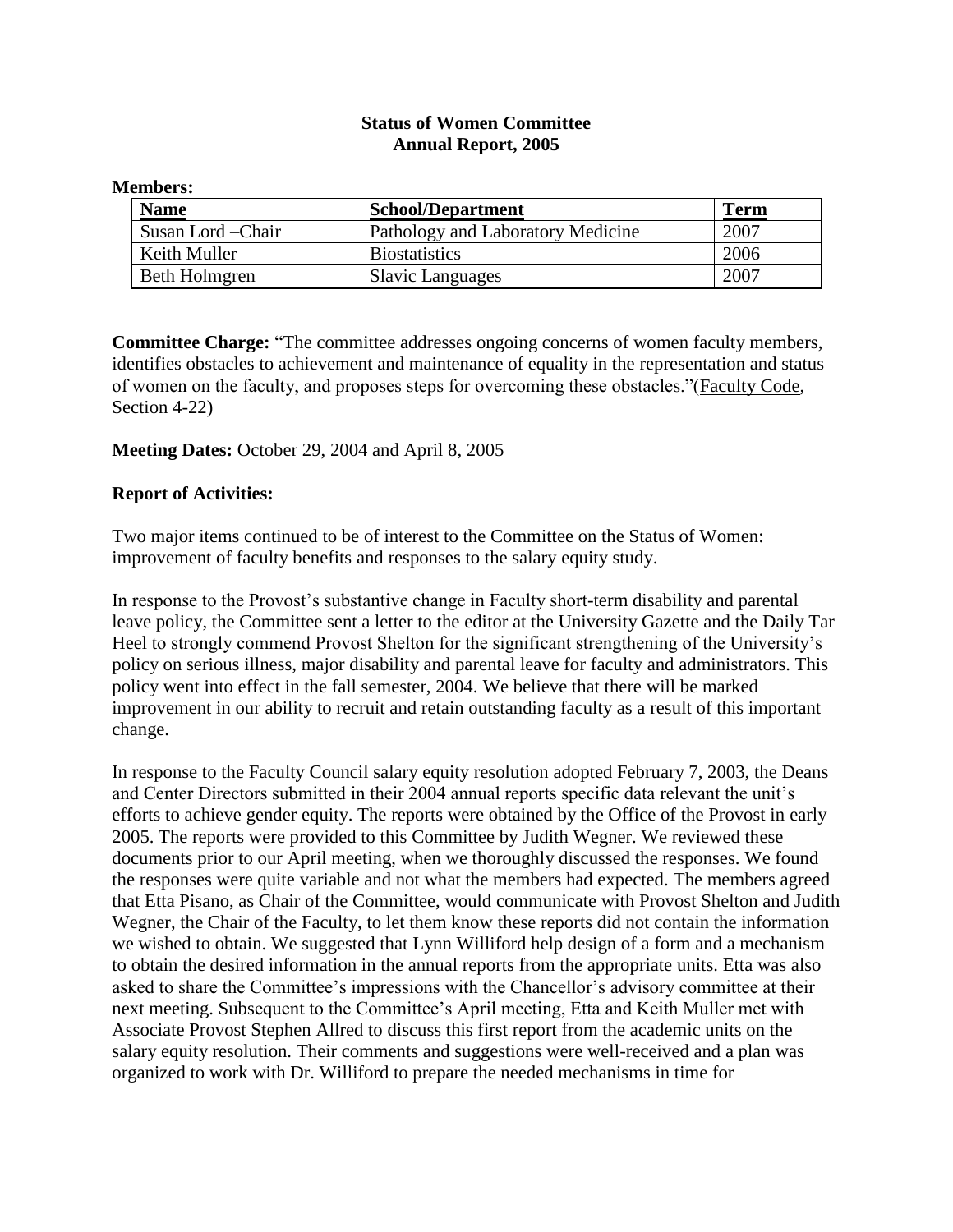**Status of Women Committee**
**Annual Report, 2005**

**Members:**

| Name | School/Department | Term |
|---|---|---|
| Susan Lord –Chair | Pathology and Laboratory Medicine | 2007 |
| Keith Muller | Biostatistics | 2006 |
| Beth Holmgren | Slavic Languages | 2007 |

**Committee Charge:** "The committee addresses ongoing concerns of women faculty members, identifies obstacles to achievement and maintenance of equality in the representation and status of women on the faculty, and proposes steps for overcoming these obstacles."(Faculty Code, Section 4-22)

**Meeting Dates:** October 29, 2004 and April 8, 2005

**Report of Activities:**

Two major items continued to be of interest to the Committee on the Status of Women: improvement of faculty benefits and responses to the salary equity study.

In response to the Provost's substantive change in Faculty short-term disability and parental leave policy, the Committee sent a letter to the editor at the University Gazette and the Daily Tar Heel to strongly commend Provost Shelton for the significant strengthening of the University's policy on serious illness, major disability and parental leave for faculty and administrators. This policy went into effect in the fall semester, 2004. We believe that there will be marked improvement in our ability to recruit and retain outstanding faculty as a result of this important change.

In response to the Faculty Council salary equity resolution adopted February 7, 2003, the Deans and Center Directors submitted in their 2004 annual reports specific data relevant the unit's efforts to achieve gender equity. The reports were obtained by the Office of the Provost in early 2005. The reports were provided to this Committee by Judith Wegner. We reviewed these documents prior to our April meeting, when we thoroughly discussed the responses. We found the responses were quite variable and not what the members had expected. The members agreed that Etta Pisano, as Chair of the Committee, would communicate with Provost Shelton and Judith Wegner, the Chair of the Faculty, to let them know these reports did not contain the information we wished to obtain. We suggested that Lynn Williford help design of a form and a mechanism to obtain the desired information in the annual reports from the appropriate units. Etta was also asked to share the Committee's impressions with the Chancellor's advisory committee at their next meeting. Subsequent to the Committee's April meeting, Etta and Keith Muller met with Associate Provost Stephen Allred to discuss this first report from the academic units on the salary equity resolution. Their comments and suggestions were well-received and a plan was organized to work with Dr. Williford to prepare the needed mechanisms in time for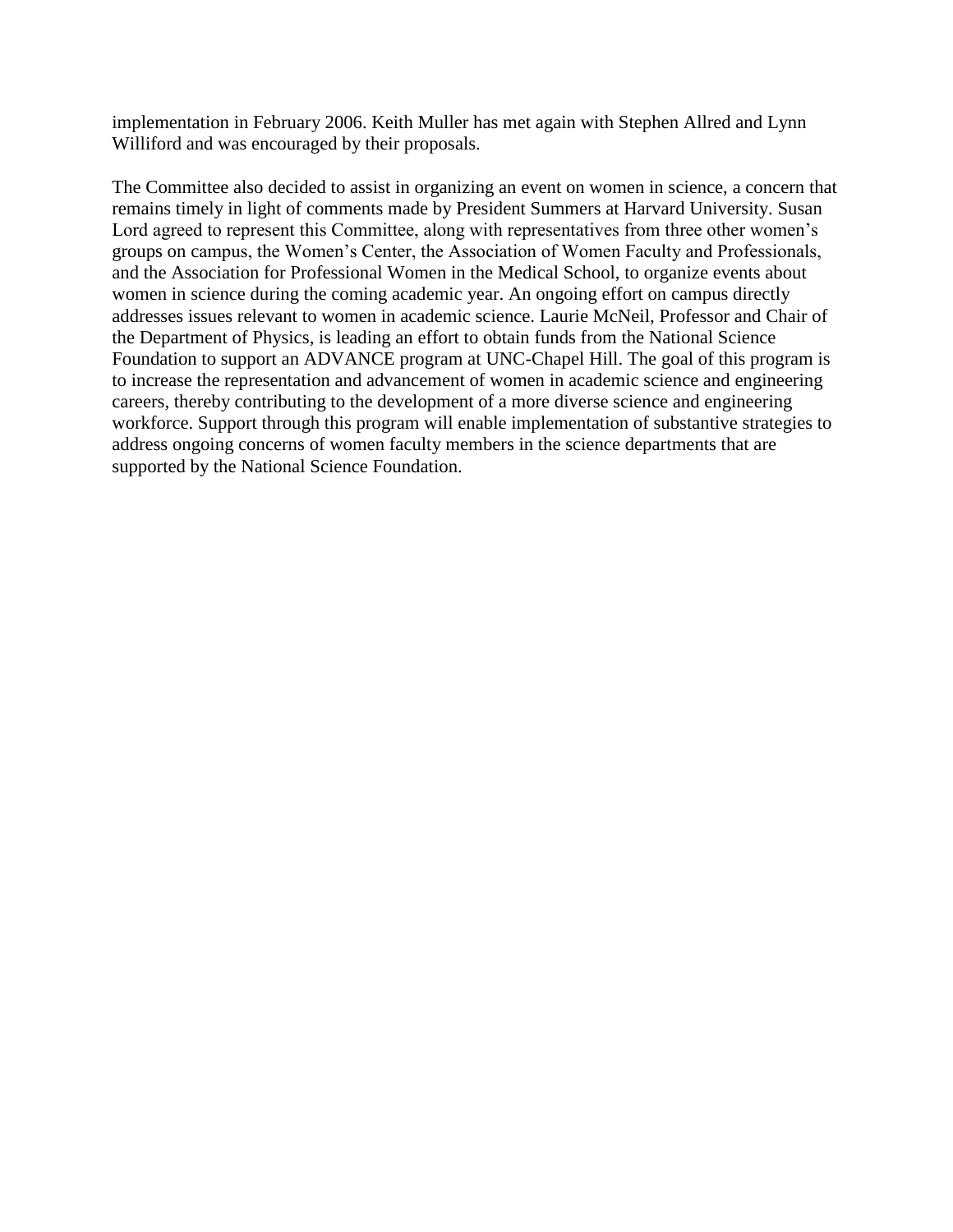implementation in February 2006. Keith Muller has met again with Stephen Allred and Lynn Williford and was encouraged by their proposals.

The Committee also decided to assist in organizing an event on women in science, a concern that remains timely in light of comments made by President Summers at Harvard University. Susan Lord agreed to represent this Committee, along with representatives from three other women's groups on campus, the Women's Center, the Association of Women Faculty and Professionals, and the Association for Professional Women in the Medical School, to organize events about women in science during the coming academic year. An ongoing effort on campus directly addresses issues relevant to women in academic science. Laurie McNeil, Professor and Chair of the Department of Physics, is leading an effort to obtain funds from the National Science Foundation to support an ADVANCE program at UNC-Chapel Hill. The goal of this program is to increase the representation and advancement of women in academic science and engineering careers, thereby contributing to the development of a more diverse science and engineering workforce. Support through this program will enable implementation of substantive strategies to address ongoing concerns of women faculty members in the science departments that are supported by the National Science Foundation.